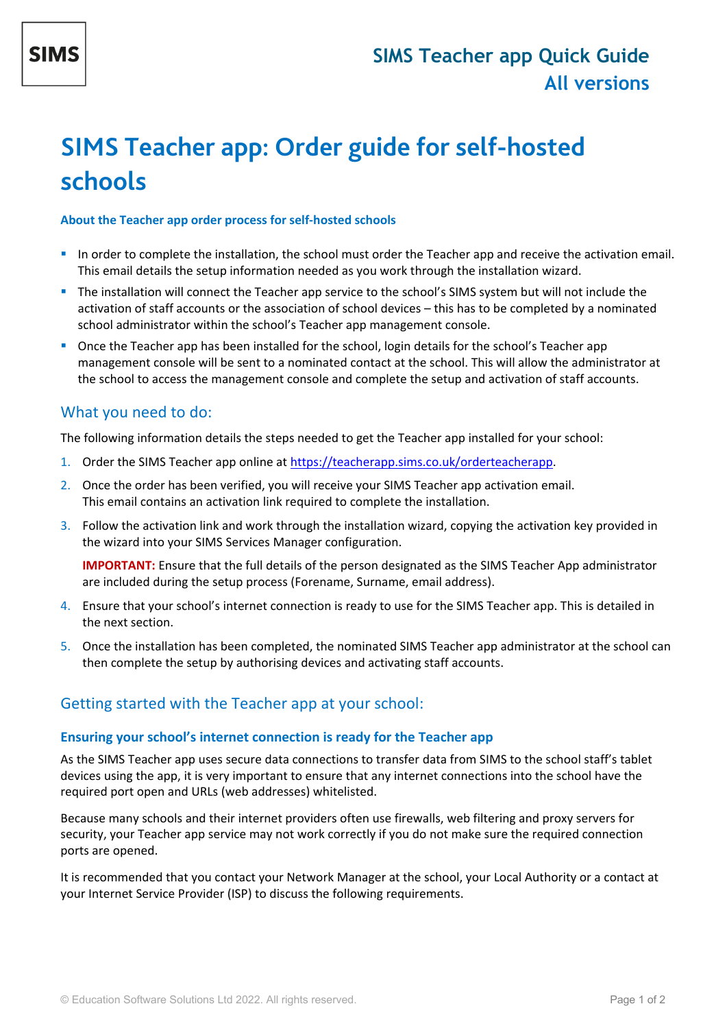SIMS

SIMS Teacher app Quick Guide
All versions

# SIMS Teacher app: Order guide for self-hosted schools

### About the Teacher app order process for self-hosted schools

- In order to complete the installation, the school must order the Teacher app and receive the activation email. This email details the setup information needed as you work through the installation wizard.
- The installation will connect the Teacher app service to the school's SIMS system but will not include the activation of staff accounts or the association of school devices – this has to be completed by a nominated school administrator within the school's Teacher app management console.
- Once the Teacher app has been installed for the school, login details for the school's Teacher app management console will be sent to a nominated contact at the school. This will allow the administrator at the school to access the management console and complete the setup and activation of staff accounts.

## What you need to do:

The following information details the steps needed to get the Teacher app installed for your school:

1. Order the SIMS Teacher app online at https://teacherapp.sims.co.uk/orderteacherapp.
2. Once the order has been verified, you will receive your SIMS Teacher app activation email. This email contains an activation link required to complete the installation.
3. Follow the activation link and work through the installation wizard, copying the activation key provided in the wizard into your SIMS Services Manager configuration.

   **IMPORTANT:** Ensure that the full details of the person designated as the SIMS Teacher App administrator are included during the setup process (Forename, Surname, email address).
4. Ensure that your school's internet connection is ready to use for the SIMS Teacher app. This is detailed in the next section.
5. Once the installation has been completed, the nominated SIMS Teacher app administrator at the school can then complete the setup by authorising devices and activating staff accounts.

## Getting started with the Teacher app at your school:

### Ensuring your school's internet connection is ready for the Teacher app

As the SIMS Teacher app uses secure data connections to transfer data from SIMS to the school staff's tablet devices using the app, it is very important to ensure that any internet connections into the school have the required port open and URLs (web addresses) whitelisted.

Because many schools and their internet providers often use firewalls, web filtering and proxy servers for security, your Teacher app service may not work correctly if you do not make sure the required connection ports are opened.

It is recommended that you contact your Network Manager at the school, your Local Authority or a contact at your Internet Service Provider (ISP) to discuss the following requirements.

© Education Software Solutions Ltd 2022. All rights reserved.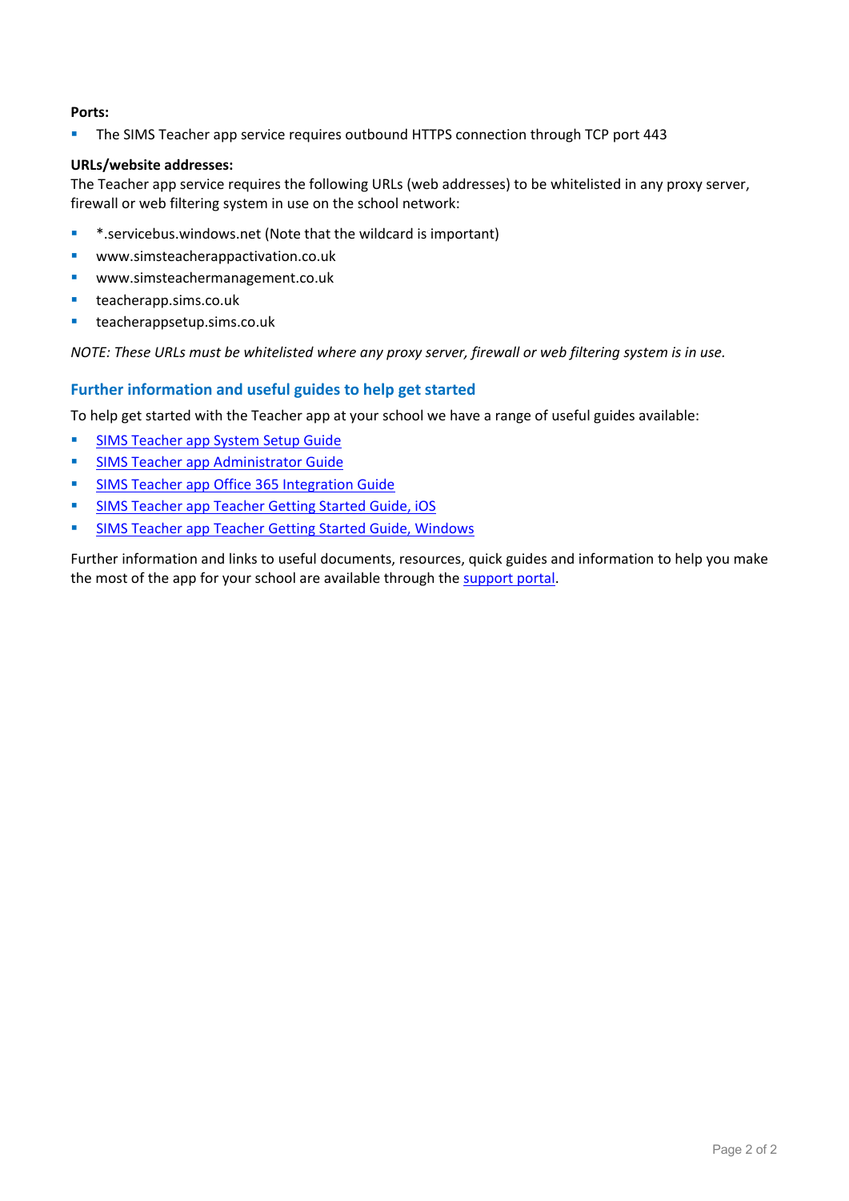**Ports:**

- The SIMS Teacher app service requires outbound HTTPS connection through TCP port 443

**URLs/website addresses:**

The Teacher app service requires the following URLs (web addresses) to be whitelisted in any proxy server, firewall or web filtering system in use on the school network:

- *.servicebus.windows.net (Note that the wildcard is important)
- www.simsteacherappactivation.co.uk
- www.simsteachermanagement.co.uk
- teacherapp.sims.co.uk
- teacherappsetup.sims.co.uk

*NOTE: These URLs must be whitelisted where any proxy server, firewall or web filtering system is in use.*

## Further information and useful guides to help get started

To help get started with the Teacher app at your school we have a range of useful guides available:

- SIMS Teacher app System Setup Guide
- SIMS Teacher app Administrator Guide
- SIMS Teacher app Office 365 Integration Guide
- SIMS Teacher app Teacher Getting Started Guide, iOS
- SIMS Teacher app Teacher Getting Started Guide, Windows

Further information and links to useful documents, resources, quick guides and information to help you make the most of the app for your school are available through the support portal.